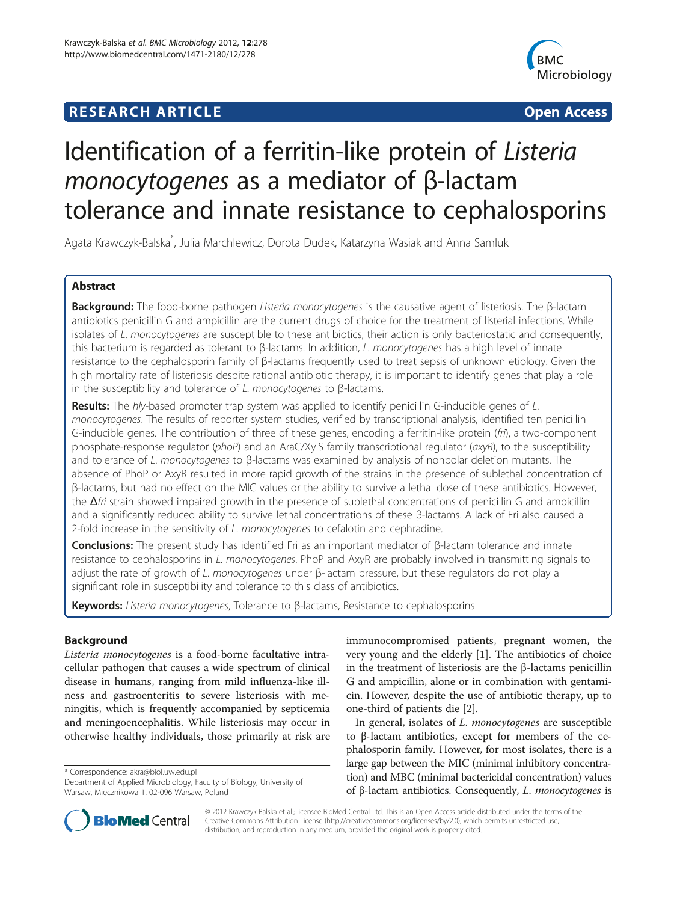RESEARCH ARTICLE Open Access

# Identification of a ferritin-like protein of *Listeria monocytogenes* as a mediator of β-lactam tolerance and innate resistance to cephalosporins

Agata Krawczyk-Balska*, Julia Marchlewicz, Dorota Dudek, Katarzyna Wasiak and Anna Samluk

## Abstract

**Background:** The food-borne pathogen *Listeria monocytogenes* is the causative agent of listeriosis. The β-lactam antibiotics penicillin G and ampicillin are the current drugs of choice for the treatment of listerial infections. While isolates of *L. monocytogenes* are susceptible to these antibiotics, their action is only bacteriostatic and consequently, this bacterium is regarded as tolerant to β-lactams. In addition, *L. monocytogenes* has a high level of innate resistance to the cephalosporin family of β-lactams frequently used to treat sepsis of unknown etiology. Given the high mortality rate of listeriosis despite rational antibiotic therapy, it is important to identify genes that play a role in the susceptibility and tolerance of *L. monocytogenes* to β-lactams.

**Results:** The *hly*-based promoter trap system was applied to identify penicillin G-inducible genes of *L. monocytogenes*. The results of reporter system studies, verified by transcriptional analysis, identified ten penicillin G-inducible genes. The contribution of three of these genes, encoding a ferritin-like protein (*fri*), a two-component phosphate-response regulator (*phoP*) and an AraC/XylS family transcriptional regulator (*axyR*), to the susceptibility and tolerance of *L. monocytogenes* to β-lactams was examined by analysis of nonpolar deletion mutants. The absence of PhoP or AxyR resulted in more rapid growth of the strains in the presence of sublethal concentration of β-lactams, but had no effect on the MIC values or the ability to survive a lethal dose of these antibiotics. However, the Δ*fri* strain showed impaired growth in the presence of sublethal concentrations of penicillin G and ampicillin and a significantly reduced ability to survive lethal concentrations of these β-lactams. A lack of Fri also caused a 2-fold increase in the sensitivity of *L. monocytogenes* to cefalotin and cephradine.

**Conclusions:** The present study has identified Fri as an important mediator of β-lactam tolerance and innate resistance to cephalosporins in *L. monocytogenes*. PhoP and AxyR are probably involved in transmitting signals to adjust the rate of growth of *L. monocytogenes* under β-lactam pressure, but these regulators do not play a significant role in susceptibility and tolerance to this class of antibiotics.

**Keywords:** *Listeria monocytogenes*, Tolerance to β-lactams, Resistance to cephalosporins

## Background

*Listeria monocytogenes* is a food-borne facultative intracellular pathogen that causes a wide spectrum of clinical disease in humans, ranging from mild influenza-like illness and gastroenteritis to severe listeriosis with meningitis, which is frequently accompanied by septicemia and meningoencephalitis. While listeriosis may occur in otherwise healthy individuals, those primarily at risk are immunocompromised patients, pregnant women, the very young and the elderly [1]. The antibiotics of choice in the treatment of listeriosis are the β-lactams penicillin G and ampicillin, alone or in combination with gentamicin. However, despite the use of antibiotic therapy, up to one-third of patients die [2].

In general, isolates of *L. monocytogenes* are susceptible to β-lactam antibiotics, except for members of the cephalosporin family. However, for most isolates, there is a large gap between the MIC (minimal inhibitory concentration) and MBC (minimal bactericidal concentration) values of β-lactam antibiotics. Consequently, *L. monocytogenes* is

* Correspondence: akra@biol.uw.edu.pl
Department of Applied Microbiology, Faculty of Biology, University of Warsaw, Miecznikowa 1, 02-096 Warsaw, Poland

© 2012 Krawczyk-Balska et al.; licensee BioMed Central Ltd. This is an Open Access article distributed under the terms of the Creative Commons Attribution License (http://creativecommons.org/licenses/by/2.0), which permits unrestricted use, distribution, and reproduction in any medium, provided the original work is properly cited.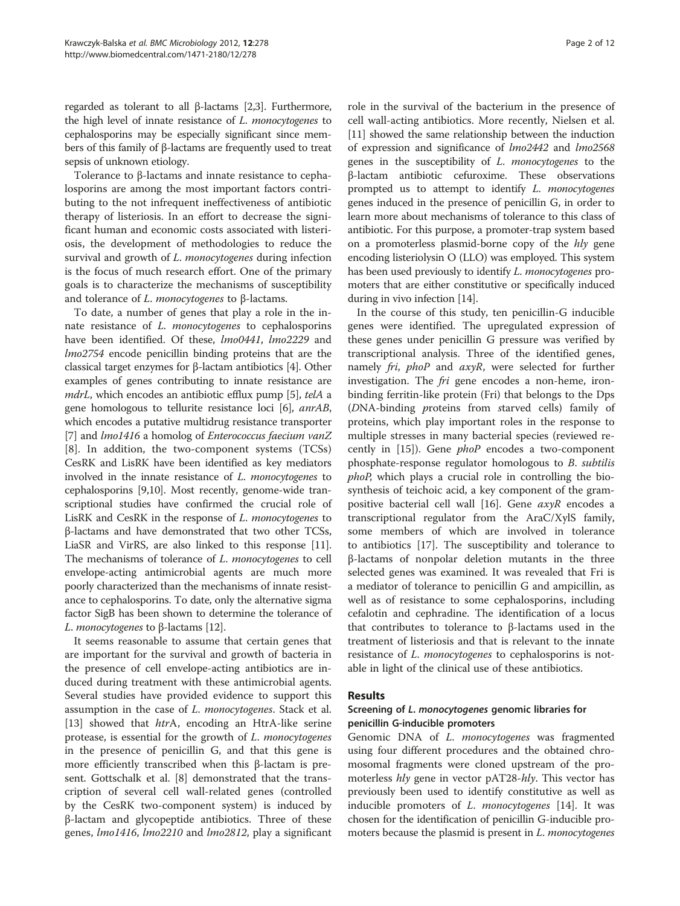regarded as tolerant to all β-lactams [2,3]. Furthermore, the high level of innate resistance of *L. monocytogenes* to cephalosporins may be especially significant since members of this family of β-lactams are frequently used to treat sepsis of unknown etiology.

Tolerance to β-lactams and innate resistance to cephalosporins are among the most important factors contributing to the not infrequent ineffectiveness of antibiotic therapy of listeriosis. In an effort to decrease the significant human and economic costs associated with listeriosis, the development of methodologies to reduce the survival and growth of *L. monocytogenes* during infection is the focus of much research effort. One of the primary goals is to characterize the mechanisms of susceptibility and tolerance of *L. monocytogenes* to β-lactams.

To date, a number of genes that play a role in the innate resistance of *L. monocytogenes* to cephalosporins have been identified. Of these, *lmo0441*, *lmo2229* and *lmo2754* encode penicillin binding proteins that are the classical target enzymes for β-lactam antibiotics [4]. Other examples of genes contributing to innate resistance are *mdrL*, which encodes an antibiotic efflux pump [5], *telA* a gene homologous to tellurite resistance loci [6], *anrAB*, which encodes a putative multidrug resistance transporter [7] and *lmo1416* a homolog of *Enterococcus faecium vanZ* [8]. In addition, the two-component systems (TCSs) CesRK and LisRK have been identified as key mediators involved in the innate resistance of *L. monocytogenes* to cephalosporins [9,10]. Most recently, genome-wide transcriptional studies have confirmed the crucial role of LisRK and CesRK in the response of *L. monocytogenes* to β-lactams and have demonstrated that two other TCSs, LiaSR and VirRS, are also linked to this response [11]. The mechanisms of tolerance of *L. monocytogenes* to cell envelope-acting antimicrobial agents are much more poorly characterized than the mechanisms of innate resistance to cephalosporins. To date, only the alternative sigma factor SigB has been shown to determine the tolerance of *L. monocytogenes* to β-lactams [12].

It seems reasonable to assume that certain genes that are important for the survival and growth of bacteria in the presence of cell envelope-acting antibiotics are induced during treatment with these antimicrobial agents. Several studies have provided evidence to support this assumption in the case of *L. monocytogenes*. Stack et al. [13] showed that *htr*A, encoding an HtrA-like serine protease, is essential for the growth of *L. monocytogenes* in the presence of penicillin G, and that this gene is more efficiently transcribed when this β-lactam is present. Gottschalk et al. [8] demonstrated that the transcription of several cell wall-related genes (controlled by the CesRK two-component system) is induced by β-lactam and glycopeptide antibiotics. Three of these genes, *lmo1416*, *lmo2210* and *lmo2812*, play a significant role in the survival of the bacterium in the presence of cell wall-acting antibiotics. More recently, Nielsen et al. [11] showed the same relationship between the induction of expression and significance of *lmo2442* and *lmo2568* genes in the susceptibility of *L. monocytogenes* to the β-lactam antibiotic cefuroxime. These observations prompted us to attempt to identify *L. monocytogenes* genes induced in the presence of penicillin G, in order to learn more about mechanisms of tolerance to this class of antibiotic. For this purpose, a promoter-trap system based on a promoterless plasmid-borne copy of the *hly* gene encoding listeriolysin O (LLO) was employed. This system has been used previously to identify *L. monocytogenes* promoters that are either constitutive or specifically induced during in vivo infection [14].

In the course of this study, ten penicillin-G inducible genes were identified. The upregulated expression of these genes under penicillin G pressure was verified by transcriptional analysis. Three of the identified genes, namely *fri*, *phoP* and *axyR*, were selected for further investigation. The *fri* gene encodes a non-heme, iron-binding ferritin-like protein (Fri) that belongs to the Dps (*D*NA-binding *p*roteins from *s*tarved cells) family of proteins, which play important roles in the response to multiple stresses in many bacterial species (reviewed recently in [15]). Gene *phoP* encodes a two-component phosphate-response regulator homologous to *B. subtilis phoP*, which plays a crucial role in controlling the biosynthesis of teichoic acid, a key component of the gram-positive bacterial cell wall [16]. Gene *axyR* encodes a transcriptional regulator from the AraC/XylS family, some members of which are involved in tolerance to antibiotics [17]. The susceptibility and tolerance to β-lactams of nonpolar deletion mutants in the three selected genes was examined. It was revealed that Fri is a mediator of tolerance to penicillin G and ampicillin, as well as of resistance to some cephalosporins, including cefalotin and cephradine. The identification of a locus that contributes to tolerance to β-lactams used in the treatment of listeriosis and that is relevant to the innate resistance of *L. monocytogenes* to cephalosporins is notable in light of the clinical use of these antibiotics.

## Results

### Screening of *L. monocytogenes* genomic libraries for penicillin G-inducible promoters

Genomic DNA of *L. monocytogenes* was fragmented using four different procedures and the obtained chromosomal fragments were cloned upstream of the promoterless *hly* gene in vector pAT28-*hly*. This vector has previously been used to identify constitutive as well as inducible promoters of *L. monocytogenes* [14]. It was chosen for the identification of penicillin G-inducible promoters because the plasmid is present in *L. monocytogenes*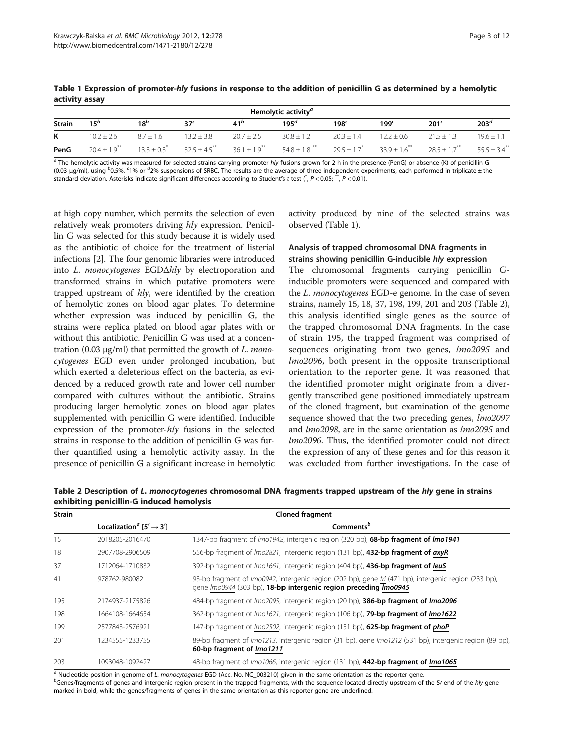**Table 1 Expression of promoter-*hly* fusions in response to the addition of penicillin G as determined by a hemolytic activity assay**

| | Hemolytic activity[a] | | | | | | | | |
|---|---|---|---|---|---|---|---|---|---|
| Strain | 15[b] | 18[b] | 37[c] | 41[b] | 195[d] | 198[c] | 199[c] | 201[c] | 203[d] |
| K | 10.2 ± 2.6 | 8.7 ± 1.6 | 13.2 ± 3.8 | 20.7 ± 2.5 | 30.8 ± 1.2 | 20.3 ± 1.4 | 12.2 ± 0.6 | 21.5 ± 1.3 | 19.6 ± 1.1 |
| PenG | 20.4 ± 1.9** | 13.3 ± 0.3* | 32.5 ± 4.5** | 36.1 ± 1.9** | 54.8 ± 1.8 ** | 29.5 ± 1.7* | 33.9 ± 1.6** | 28.5 ± 1.7** | 55.5 ± 3.4** |

[a] The hemolytic activity was measured for selected strains carrying promoter-*hly* fusions grown for 2 h in the presence (PenG) or absence (K) of penicillin G (0.03 μg/ml), using [b]0.5%, [c]1% or [d]2% suspensions of SRBC. The results are the average of three independent experiments, each performed in triplicate ± the standard deviation. Asterisks indicate significant differences according to Student's *t* test (*, $P < 0.05$; **, $P < 0.01$).

at high copy number, which permits the selection of even relatively weak promoters driving *hly* expression. Penicillin G was selected for this study because it is widely used as the antibiotic of choice for the treatment of listerial infections [2]. The four genomic libraries were introduced into *L. monocytogenes* EGDΔ*hly* by electroporation and transformed strains in which putative promoters were trapped upstream of *hly*, were identified by the creation of hemolytic zones on blood agar plates. To determine whether expression was induced by penicillin G, the strains were replica plated on blood agar plates with or without this antibiotic. Penicillin G was used at a concentration (0.03 μg/ml) that permitted the growth of *L. monocytogenes* EGD even under prolonged incubation, but which exerted a deleterious effect on the bacteria, as evidenced by a reduced growth rate and lower cell number compared with cultures without the antibiotic. Strains producing larger hemolytic zones on blood agar plates supplemented with penicillin G were identified. Inducible expression of the promoter-*hly* fusions in the selected strains in response to the addition of penicillin G was further quantified using a hemolytic activity assay. In the presence of penicillin G a significant increase in hemolytic activity produced by nine of the selected strains was observed (Table 1).

### Analysis of trapped chromosomal DNA fragments in strains showing penicillin G-inducible *hly* expression

The chromosomal fragments carrying penicillin G-inducible promoters were sequenced and compared with the *L. monocytogenes* EGD-e genome. In the case of seven strains, namely 15, 18, 37, 198, 199, 201 and 203 (Table 2), this analysis identified single genes as the source of the trapped chromosomal DNA fragments. In the case of strain 195, the trapped fragment was comprised of sequences originating from two genes, *lmo2095* and *lmo2096*, both present in the opposite transcriptional orientation to the reporter gene. It was reasoned that the identified promoter might originate from a divergently transcribed gene positioned immediately upstream of the cloned fragment, but examination of the genome sequence showed that the two preceding genes, *lmo2097* and *lmo2098*, are in the same orientation as *lmo2095* and *lmo2096*. Thus, the identified promoter could not direct the expression of any of these genes and for this reason it was excluded from further investigations. In the case of

**Table 2 Description of *L. monocytogenes* chromosomal DNA fragments trapped upstream of the *hly* gene in strains exhibiting penicillin-G induced hemolysis**

| Strain | Cloned fragment | |
|---|---|---|
| | Localization[a] [5′ → 3′] | Comments[b] |
| 15 | 2018205-2016470 | 1347-bp fragment of <u>*lmo1942*</u>, intergenic region (320 bp), **68-bp fragment of <u>*lmo1941*</u>** |
| 18 | 2907708-2906509 | 556-bp fragment of *lmo2821*, intergenic region (131 bp), **432-bp fragment of <u>*axyR*</u>** |
| 37 | 1712064-1710832 | 392-bp fragment of *lmo1661*, intergenic region (404 bp), **436-bp fragment of <u>*leuS*</u>** |
| 41 | 978762-980082 | 93-bp fragment of <u>*lmo0942*</u>, intergenic region (202 bp), gene <u>*fri*</u> (471 bp), intergenic region (233 bp), gene <u>*lmo0944*</u> (303 bp), **18-bp intergenic region preceding <u>*lmo0945*</u>** |
| 195 | 2174937-2175826 | 484-bp fragment of *lmo2095*, intergenic region (20 bp), **386-bp fragment of *lmo2096*** |
| 198 | 1664108-1664654 | 362-bp fragment of *lmo1621*, intergenic region (106 bp), **79-bp fragment of <u>*lmo1622*</u>** |
| 199 | 2577843-2576921 | 147-bp fragment of <u>*lmo2502*</u>, intergenic region (151 bp), **625-bp fragment of <u>*phoP*</u>** |
| 201 | 1234555-1233755 | 89-bp fragment of *lmo1213*, intergenic region (31 bp), gene *lmo1212* (531 bp), intergenic region (89 bp), **60-bp fragment of <u>*lmo1211*</u>** |
| 203 | 1093048-1092427 | 48-bp fragment of *lmo1066*, intergenic region (131 bp), **442-bp fragment of <u>*lmo1065*</u>** |

[a] Nucleotide position in genome of *L. monocytogenes* EGD (Acc. No. NC_003210) given in the same orientation as the reporter gene.
[b]Genes/fragments of genes and intergenic region present in the trapped fragments, with the sequence located directly upstream of the 5′ end of the *hly* gene marked in bold, while the genes/fragments of genes in the same orientation as this reporter gene are underlined.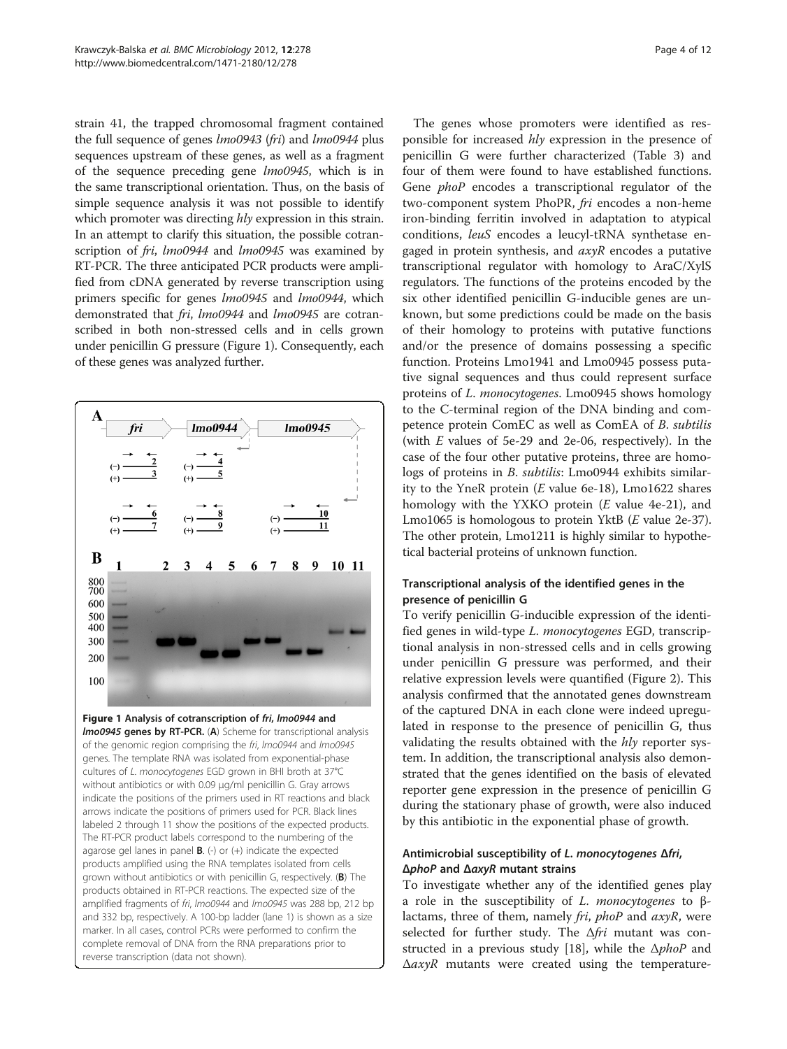strain 41, the trapped chromosomal fragment contained the full sequence of genes *lmo0943* (*fri*) and *lmo0944* plus sequences upstream of these genes, as well as a fragment of the sequence preceding gene *lmo0945*, which is in the same transcriptional orientation. Thus, on the basis of simple sequence analysis it was not possible to identify which promoter was directing *hly* expression in this strain. In an attempt to clarify this situation, the possible cotranscription of *fri*, *lmo0944* and *lmo0945* was examined by RT-PCR. The three anticipated PCR products were amplified from cDNA generated by reverse transcription using primers specific for genes *lmo0945* and *lmo0944*, which demonstrated that *fri*, *lmo0944* and *lmo0945* are cotranscribed in both non-stressed cells and in cells grown under penicillin G pressure (Figure 1). Consequently, each of these genes was analyzed further.

**Figure 1 Analysis of cotranscription of *fri*, *lmo0944* and *lmo0945* genes by RT-PCR.** (**A**) Scheme for transcriptional analysis of the genomic region comprising the *fri*, *lmo0944* and *lmo0945* genes. The template RNA was isolated from exponential-phase cultures of *L. monocytogenes* EGD grown in BHI broth at 37°C without antibiotics or with 0.09 μg/ml penicillin G. Gray arrows indicate the positions of the primers used in RT reactions and black arrows indicate the positions of primers used for PCR. Black lines labeled 2 through 11 show the positions of the expected products. The RT-PCR product labels correspond to the numbering of the agarose gel lanes in panel **B**. (-) or (+) indicate the expected products amplified using the RNA templates isolated from cells grown without antibiotics or with penicillin G, respectively. (**B**) The products obtained in RT-PCR reactions. The expected size of the amplified fragments of *fri*, *lmo0944* and *lmo0945* was 288 bp, 212 bp and 332 bp, respectively. A 100-bp ladder (lane 1) is shown as a size marker. In all cases, control PCRs were performed to confirm the complete removal of DNA from the RNA preparations prior to reverse transcription (data not shown).

The genes whose promoters were identified as responsible for increased *hly* expression in the presence of penicillin G were further characterized (Table 3) and four of them were found to have established functions. Gene *phoP* encodes a transcriptional regulator of the two-component system PhoPR, *fri* encodes a non-heme iron-binding ferritin involved in adaptation to atypical conditions, *leuS* encodes a leucyl-tRNA synthetase engaged in protein synthesis, and *axyR* encodes a putative transcriptional regulator with homology to AraC/XylS regulators. The functions of the proteins encoded by the six other identified penicillin G-inducible genes are unknown, but some predictions could be made on the basis of their homology to proteins with putative functions and/or the presence of domains possessing a specific function. Proteins Lmo1941 and Lmo0945 possess putative signal sequences and thus could represent surface proteins of *L. monocytogenes*. Lmo0945 shows homology to the C-terminal region of the DNA binding and competence protein ComEC as well as ComEA of *B. subtilis* (with *E* values of 5e-29 and 2e-06, respectively). In the case of the four other putative proteins, three are homologs of proteins in *B. subtilis*: Lmo0944 exhibits similarity to the YneR protein (*E* value 6e-18), Lmo1622 shares homology with the YXKO protein (*E* value 4e-21), and Lmo1065 is homologous to protein YktB (*E* value 2e-37). The other protein, Lmo1211 is highly similar to hypothetical bacterial proteins of unknown function.

### Transcriptional analysis of the identified genes in the presence of penicillin G

To verify penicillin G-inducible expression of the identified genes in wild-type *L. monocytogenes* EGD, transcriptional analysis in non-stressed cells and in cells growing under penicillin G pressure was performed, and their relative expression levels were quantified (Figure 2). This analysis confirmed that the annotated genes downstream of the captured DNA in each clone were indeed upregulated in response to the presence of penicillin G, thus validating the results obtained with the *hly* reporter system. In addition, the transcriptional analysis also demonstrated that the genes identified on the basis of elevated reporter gene expression in the presence of penicillin G during the stationary phase of growth, were also induced by this antibiotic in the exponential phase of growth.

### Antimicrobial susceptibility of *L. monocytogenes* Δ*fri*, Δ*phoP* and Δ*axyR* mutant strains

To investigate whether any of the identified genes play a role in the susceptibility of *L. monocytogenes* to β-lactams, three of them, namely *fri*, *phoP* and *axyR*, were selected for further study. The Δ*fri* mutant was constructed in a previous study [18], while the Δ*phoP* and Δ*axyR* mutants were created using the temperature-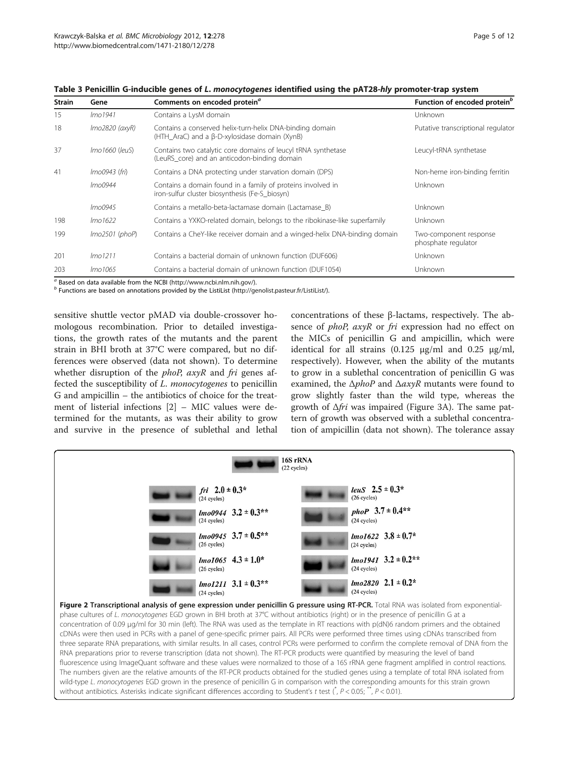**Table 3 Penicillin G-inducible genes of *L. monocytogenes* identified using the pAT28-*hly* promoter-trap system**

| Strain | Gene | Comments on encoded protein[a] | Function of encoded protein[b] |
|---|---|---|---|
| 15 | *lmo1941* | Contains a LysM domain | Unknown |
| 18 | *lmo2820 (axyR)* | Contains a conserved helix-turn-helix DNA-binding domain (HTH_AraC) and a β-D-xylosidase domain (XynB) | Putative transcriptional regulator |
| 37 | *lmo1660 (leuS)* | Contains two catalytic core domains of leucyl tRNA synthetase (LeuRS_core) and an anticodon-binding domain | Leucyl-tRNA synthetase |
| 41 | *lmo0943 (fri)* | Contains a DNA protecting under starvation domain (DPS) | Non-heme iron-binding ferritin |
| | *lmo0944* | Contains a domain found in a family of proteins involved in iron-sulfur cluster biosynthesis (Fe-S_biosyn) | Unknown |
| | *lmo0945* | Contains a metallo-beta-lactamase domain (Lactamase_B) | Unknown |
| 198 | *lmo1622* | Contains a YXKO-related domain, belongs to the ribokinase-like superfamily | Unknown |
| 199 | *lmo2501 (phoP)* | Contains a CheY-like receiver domain and a winged-helix DNA-binding domain | Two-component response phosphate regulator |
| 201 | *lmo1211* | Contains a bacterial domain of unknown function (DUF606) | Unknown |
| 203 | *lmo1065* | Contains a bacterial domain of unknown function (DUF1054) | Unknown |

[a] Based on data available from the NCBI (http://www.ncbi.nlm.nih.gov/).
[b] Functions are based on annotations provided by the ListiList (http://genolist.pasteur.fr/ListiList/).

sensitive shuttle vector pMAD via double-crossover homologous recombination. Prior to detailed investigations, the growth rates of the mutants and the parent strain in BHI broth at 37°C were compared, but no differences were observed (data not shown). To determine whether disruption of the *phoP*, *axyR* and *fri* genes affected the susceptibility of *L. monocytogenes* to penicillin G and ampicillin – the antibiotics of choice for the treatment of listerial infections [2] – MIC values were determined for the mutants, as was their ability to grow and survive in the presence of sublethal and lethal concentrations of these β-lactams, respectively. The absence of *phoP*, *axyR* or *fri* expression had no effect on the MICs of penicillin G and ampicillin, which were identical for all strains (0.125 μg/ml and 0.25 μg/ml, respectively). However, when the ability of the mutants to grow in a sublethal concentration of penicillin G was examined, the Δ*phoP* and Δ*axyR* mutants were found to grow slightly faster than the wild type, whereas the growth of Δ*fri* was impaired (Figure 3A). The same pattern of growth was observed with a sublethal concentration of ampicillin (data not shown). The tolerance assay

**Figure 2 Transcriptional analysis of gene expression under penicillin G pressure using RT-PCR.** Total RNA was isolated from exponential-phase cultures of *L. monocytogenes* EGD grown in BHI broth at 37°C without antibiotics (right) or in the presence of penicillin G at a concentration of 0.09 μg/ml for 30 min (left). The RNA was used as the template in RT reactions with p(dN)6 random primers and the obtained cDNAs were then used in PCRs with a panel of gene-specific primer pairs. All PCRs were performed three times using cDNAs transcribed from three separate RNA preparations, with similar results. In all cases, control PCRs were performed to confirm the complete removal of DNA from the RNA preparations prior to reverse transcription (data not shown). The RT-PCR products were quantified by measuring the level of band fluorescence using ImageQuant software and these values were normalized to those of a 16S rRNA gene fragment amplified in control reactions. The numbers given are the relative amounts of the RT-PCR products obtained for the studied genes using a template of total RNA isolated from wild-type *L. monocytogenes* EGD grown in the presence of penicillin G in comparison with the corresponding amounts for this strain grown without antibiotics. Asterisks indicate significant differences according to Student's *t* test (*, $P < 0.05$; **, $P < 0.01$).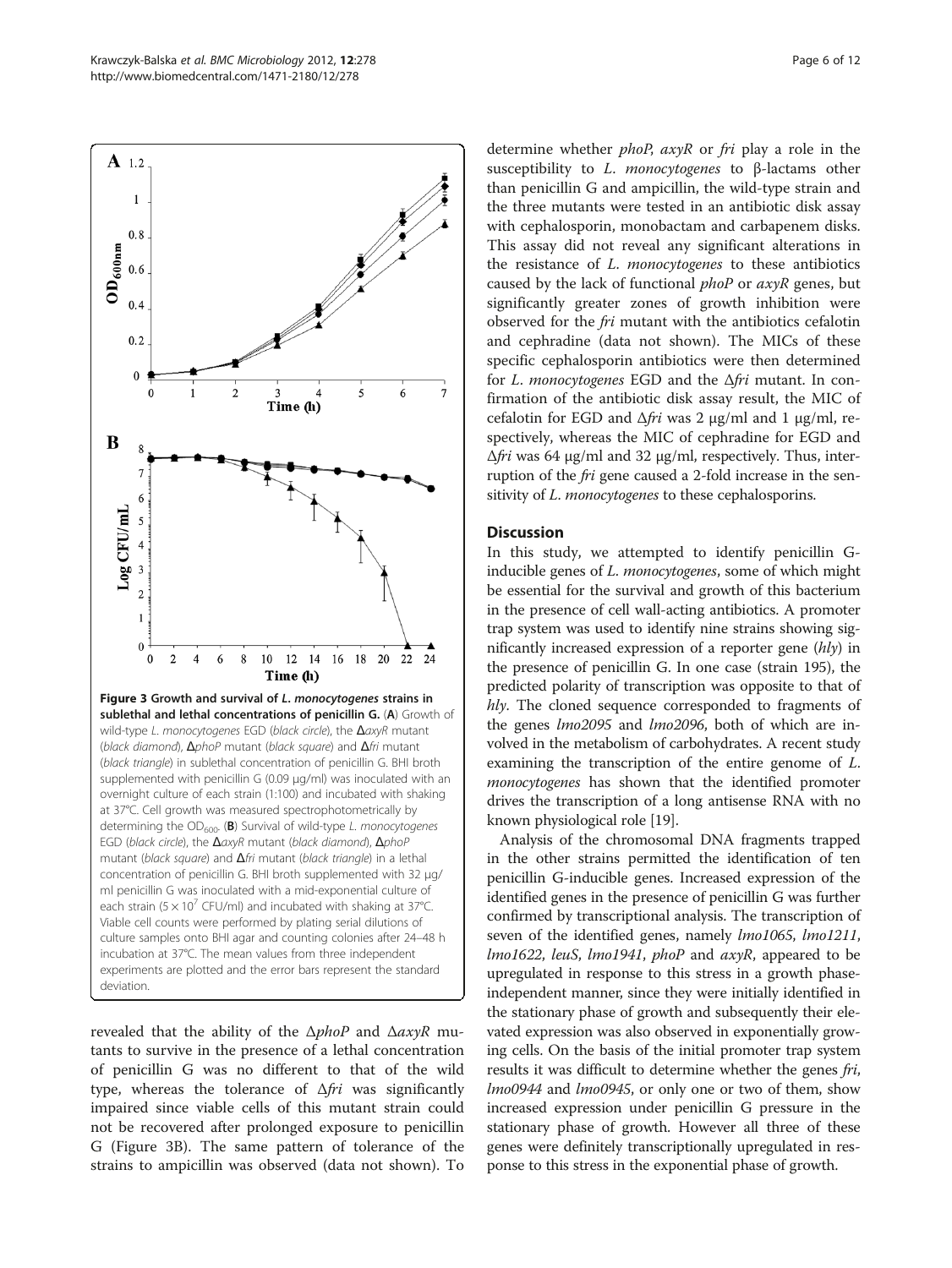**Figure 3 Growth and survival of *L. monocytogenes* strains in sublethal and lethal concentrations of penicillin G.** (**A**) Growth of wild-type *L. monocytogenes* EGD (*black circle*), the Δ*axyR* mutant (*black diamond*), Δ*phoP* mutant (*black square*) and Δ*fri* mutant (*black triangle*) in sublethal concentration of penicillin G. BHI broth supplemented with penicillin G (0.09 μg/ml) was inoculated with an overnight culture of each strain (1:100) and incubated with shaking at 37°C. Cell growth was measured spectrophotometrically by determining the $OD_{600}$. (**B**) Survival of wild-type *L. monocytogenes* EGD (*black circle*), the Δ*axyR* mutant (*black diamond*), Δ*phoP* mutant (*black square*) and Δ*fri* mutant (*black triangle*) in a lethal concentration of penicillin G. BHI broth supplemented with 32 μg/ml penicillin G was inoculated with a mid-exponential culture of each strain ($5 \times 10^7$ CFU/ml) and incubated with shaking at 37°C. Viable cell counts were performed by plating serial dilutions of culture samples onto BHI agar and counting colonies after 24–48 h incubation at 37°C. The mean values from three independent experiments are plotted and the error bars represent the standard deviation.

revealed that the ability of the Δ*phoP* and Δ*axyR* mutants to survive in the presence of a lethal concentration of penicillin G was no different to that of the wild type, whereas the tolerance of Δ*fri* was significantly impaired since viable cells of this mutant strain could not be recovered after prolonged exposure to penicillin G (Figure 3B). The same pattern of tolerance of the strains to ampicillin was observed (data not shown). To determine whether *phoP*, *axyR* or *fri* play a role in the susceptibility to *L. monocytogenes* to β-lactams other than penicillin G and ampicillin, the wild-type strain and the three mutants were tested in an antibiotic disk assay with cephalosporin, monobactam and carbapenem disks. This assay did not reveal any significant alterations in the resistance of *L. monocytogenes* to these antibiotics caused by the lack of functional *phoP* or *axyR* genes, but significantly greater zones of growth inhibition were observed for the *fri* mutant with the antibiotics cefalotin and cephradine (data not shown). The MICs of these specific cephalosporin antibiotics were then determined for *L. monocytogenes* EGD and the Δ*fri* mutant. In confirmation of the antibiotic disk assay result, the MIC of cefalotin for EGD and Δ*fri* was 2 μg/ml and 1 μg/ml, respectively, whereas the MIC of cephradine for EGD and Δ*fri* was 64 μg/ml and 32 μg/ml, respectively. Thus, interruption of the *fri* gene caused a 2-fold increase in the sensitivity of *L. monocytogenes* to these cephalosporins.

## Discussion

In this study, we attempted to identify penicillin G-inducible genes of *L. monocytogenes*, some of which might be essential for the survival and growth of this bacterium in the presence of cell wall-acting antibiotics. A promoter trap system was used to identify nine strains showing significantly increased expression of a reporter gene (*hly*) in the presence of penicillin G. In one case (strain 195), the predicted polarity of transcription was opposite to that of *hly*. The cloned sequence corresponded to fragments of the genes *lmo2095* and *lmo2096*, both of which are involved in the metabolism of carbohydrates. A recent study examining the transcription of the entire genome of *L. monocytogenes* has shown that the identified promoter drives the transcription of a long antisense RNA with no known physiological role [19].

Analysis of the chromosomal DNA fragments trapped in the other strains permitted the identification of ten penicillin G-inducible genes. Increased expression of the identified genes in the presence of penicillin G was further confirmed by transcriptional analysis. The transcription of seven of the identified genes, namely *lmo1065*, *lmo1211*, *lmo1622*, *leuS*, *lmo1941*, *phoP* and *axyR*, appeared to be upregulated in response to this stress in a growth phase-independent manner, since they were initially identified in the stationary phase of growth and subsequently their elevated expression was also observed in exponentially growing cells. On the basis of the initial promoter trap system results it was difficult to determine whether the genes *fri*, *lmo0944* and *lmo0945*, or only one or two of them, show increased expression under penicillin G pressure in the stationary phase of growth. However all three of these genes were definitely transcriptionally upregulated in response to this stress in the exponential phase of growth.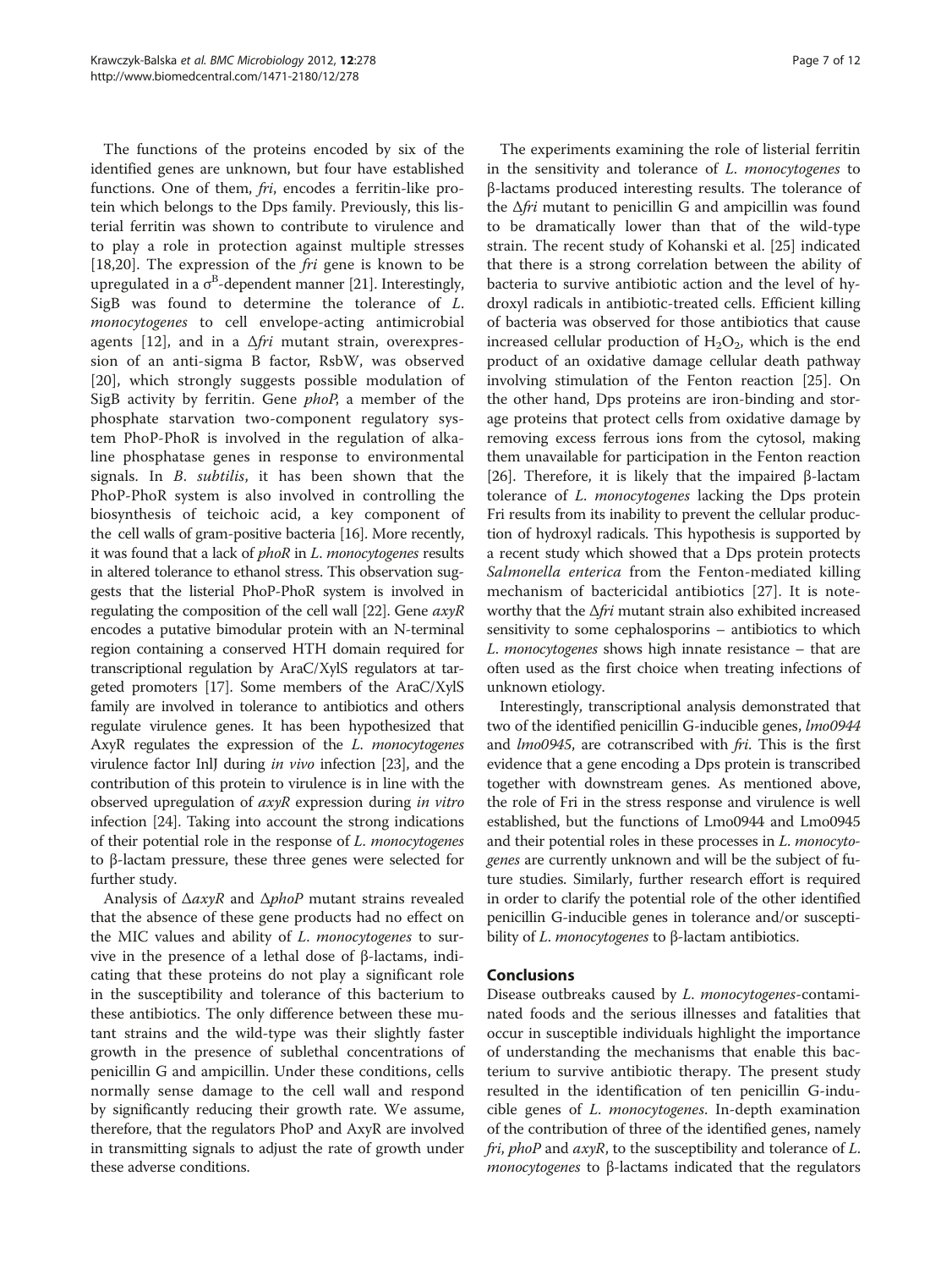The functions of the proteins encoded by six of the identified genes are unknown, but four have established functions. One of them, *fri*, encodes a ferritin-like protein which belongs to the Dps family. Previously, this listerial ferritin was shown to contribute to virulence and to play a role in protection against multiple stresses [18,20]. The expression of the *fri* gene is known to be upregulated in a $\sigma^B$-dependent manner [21]. Interestingly, SigB was found to determine the tolerance of *L. monocytogenes* to cell envelope-acting antimicrobial agents [12], and in a Δ*fri* mutant strain, overexpression of an anti-sigma B factor, RsbW, was observed [20], which strongly suggests possible modulation of SigB activity by ferritin. Gene *phoP*, a member of the phosphate starvation two-component regulatory system PhoP-PhoR is involved in the regulation of alkaline phosphatase genes in response to environmental signals. In *B. subtilis*, it has been shown that the PhoP-PhoR system is also involved in controlling the biosynthesis of teichoic acid, a key component of the cell walls of gram-positive bacteria [16]. More recently, it was found that a lack of *phoR* in *L. monocytogenes* results in altered tolerance to ethanol stress. This observation suggests that the listerial PhoP-PhoR system is involved in regulating the composition of the cell wall [22]. Gene *axyR* encodes a putative bimodular protein with an N-terminal region containing a conserved HTH domain required for transcriptional regulation by AraC/XylS regulators at targeted promoters [17]. Some members of the AraC/XylS family are involved in tolerance to antibiotics and others regulate virulence genes. It has been hypothesized that AxyR regulates the expression of the *L. monocytogenes* virulence factor InlJ during *in vivo* infection [23], and the contribution of this protein to virulence is in line with the observed upregulation of *axyR* expression during *in vitro* infection [24]. Taking into account the strong indications of their potential role in the response of *L. monocytogenes* to β-lactam pressure, these three genes were selected for further study.

Analysis of Δ*axyR* and Δ*phoP* mutant strains revealed that the absence of these gene products had no effect on the MIC values and ability of *L. monocytogenes* to survive in the presence of a lethal dose of β-lactams, indicating that these proteins do not play a significant role in the susceptibility and tolerance of this bacterium to these antibiotics. The only difference between these mutant strains and the wild-type was their slightly faster growth in the presence of sublethal concentrations of penicillin G and ampicillin. Under these conditions, cells normally sense damage to the cell wall and respond by significantly reducing their growth rate. We assume, therefore, that the regulators PhoP and AxyR are involved in transmitting signals to adjust the rate of growth under these adverse conditions.

The experiments examining the role of listerial ferritin in the sensitivity and tolerance of *L. monocytogenes* to β-lactams produced interesting results. The tolerance of the Δ*fri* mutant to penicillin G and ampicillin was found to be dramatically lower than that of the wild-type strain. The recent study of Kohanski et al. [25] indicated that there is a strong correlation between the ability of bacteria to survive antibiotic action and the level of hydroxyl radicals in antibiotic-treated cells. Efficient killing of bacteria was observed for those antibiotics that cause increased cellular production of $H_2O_2$, which is the end product of an oxidative damage cellular death pathway involving stimulation of the Fenton reaction [25]. On the other hand, Dps proteins are iron-binding and storage proteins that protect cells from oxidative damage by removing excess ferrous ions from the cytosol, making them unavailable for participation in the Fenton reaction [26]. Therefore, it is likely that the impaired β-lactam tolerance of *L. monocytogenes* lacking the Dps protein Fri results from its inability to prevent the cellular production of hydroxyl radicals. This hypothesis is supported by a recent study which showed that a Dps protein protects *Salmonella enterica* from the Fenton-mediated killing mechanism of bactericidal antibiotics [27]. It is noteworthy that the Δ*fri* mutant strain also exhibited increased sensitivity to some cephalosporins – antibiotics to which *L. monocytogenes* shows high innate resistance – that are often used as the first choice when treating infections of unknown etiology.

Interestingly, transcriptional analysis demonstrated that two of the identified penicillin G-inducible genes, *lmo0944* and *lmo0945*, are cotranscribed with *fri*. This is the first evidence that a gene encoding a Dps protein is transcribed together with downstream genes. As mentioned above, the role of Fri in the stress response and virulence is well established, but the functions of Lmo0944 and Lmo0945 and their potential roles in these processes in *L. monocytogenes* are currently unknown and will be the subject of future studies. Similarly, further research effort is required in order to clarify the potential role of the other identified penicillin G-inducible genes in tolerance and/or susceptibility of *L. monocytogenes* to β-lactam antibiotics.

## Conclusions

Disease outbreaks caused by *L. monocytogenes*-contaminated foods and the serious illnesses and fatalities that occur in susceptible individuals highlight the importance of understanding the mechanisms that enable this bacterium to survive antibiotic therapy. The present study resulted in the identification of ten penicillin G-inducible genes of *L. monocytogenes*. In-depth examination of the contribution of three of the identified genes, namely *fri*, *phoP* and *axyR*, to the susceptibility and tolerance of *L. monocytogenes* to β-lactams indicated that the regulators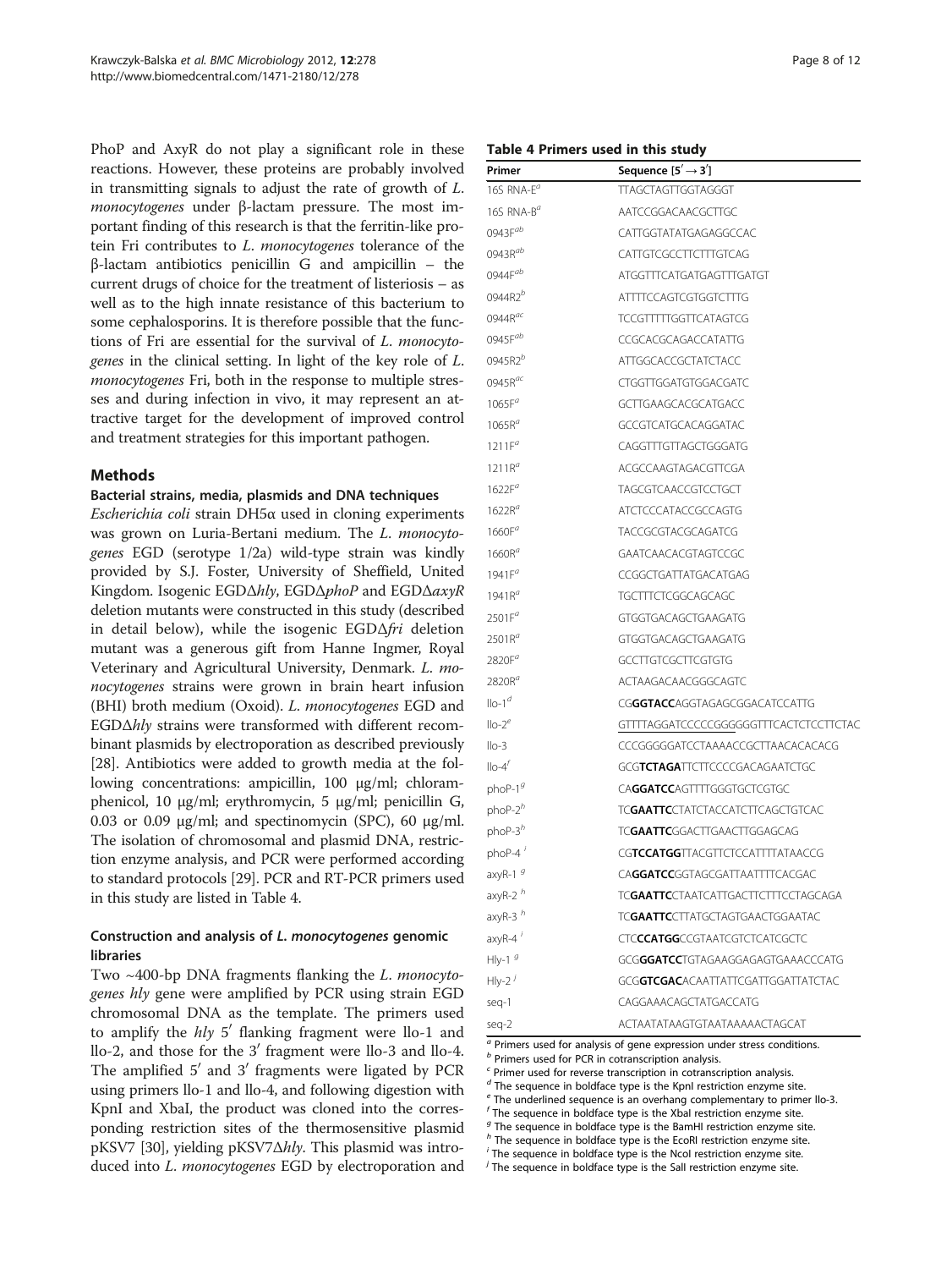PhoP and AxyR do not play a significant role in these reactions. However, these proteins are probably involved in transmitting signals to adjust the rate of growth of *L. monocytogenes* under β-lactam pressure. The most important finding of this research is that the ferritin-like protein Fri contributes to *L. monocytogenes* tolerance of the β-lactam antibiotics penicillin G and ampicillin – the current drugs of choice for the treatment of listeriosis – as well as to the high innate resistance of this bacterium to some cephalosporins. It is therefore possible that the functions of Fri are essential for the survival of *L. monocytogenes* in the clinical setting. In light of the key role of *L. monocytogenes* Fri, both in the response to multiple stresses and during infection in vivo, it may represent an attractive target for the development of improved control and treatment strategies for this important pathogen.

## Methods

### Bacterial strains, media, plasmids and DNA techniques

*Escherichia coli* strain DH5α used in cloning experiments was grown on Luria-Bertani medium. The *L. monocytogenes* EGD (serotype 1/2a) wild-type strain was kindly provided by S.J. Foster, University of Sheffield, United Kingdom. Isogenic EGDΔ*hly*, EGDΔ*phoP* and EGDΔ*axyR* deletion mutants were constructed in this study (described in detail below), while the isogenic EGDΔ*fri* deletion mutant was a generous gift from Hanne Ingmer, Royal Veterinary and Agricultural University, Denmark. *L. monocytogenes* strains were grown in brain heart infusion (BHI) broth medium (Oxoid). *L. monocytogenes* EGD and EGDΔ*hly* strains were transformed with different recombinant plasmids by electroporation as described previously [28]. Antibiotics were added to growth media at the following concentrations: ampicillin, 100 μg/ml; chloramphenicol, 10 μg/ml; erythromycin, 5 μg/ml; penicillin G, 0.03 or 0.09 μg/ml; and spectinomycin (SPC), 60 μg/ml. The isolation of chromosomal and plasmid DNA, restriction enzyme analysis, and PCR were performed according to standard protocols [29]. PCR and RT-PCR primers used in this study are listed in Table 4.

### Construction and analysis of *L. monocytogenes* genomic libraries

Two ~400-bp DNA fragments flanking the *L. monocytogenes hly* gene were amplified by PCR using strain EGD chromosomal DNA as the template. The primers used to amplify the *hly* 5′ flanking fragment were llo-1 and llo-2, and those for the 3′ fragment were llo-3 and llo-4. The amplified 5′ and 3′ fragments were ligated by PCR using primers llo-1 and llo-4, and following digestion with KpnI and XbaI, the product was cloned into the corresponding restriction sites of the thermosensitive plasmid pKSV7 [30], yielding pKSV7Δ*hly*. This plasmid was introduced into *L. monocytogenes* EGD by electroporation and

**Table 4 Primers used in this study**

| Primer | Sequence [5′ → 3′] |
|---|---|
| 16S RNA-E[a] | TTAGCTAGTTGGTAGGGT |
| 16S RNA-B[a] | AATCCGGACAACGCTTGC |
| 0943F[ab] | CATTGGTATATGAGAGGCCAC |
| 0943R[ab] | CATTGTCGCCTTCTTTGTCAG |
| 0944F[ab] | ATGGTTTCATGATGAGTTTGATGT |
| 0944R2[b] | ATTTTCCAGTCGTGGTCTTTG |
| 0944R[ac] | TCCGTTTTTGGTTCATAGTCG |
| 0945F[ab] | CCGCACGCAGACCATATTG |
| 0945R2[b] | ATTGGCACCGCTATCTACC |
| 0945R[ac] | CTGGTTGGATGTGGACGATC |
| 1065F[a] | GCTTGAAGCACGCATGACC |
| 1065R[a] | GCCGTCATGCACAGGATAC |
| 1211F[a] | CAGGTTTGTTAGCTGGGATG |
| 1211R[a] | ACGCCAAGTAGACGTTCGA |
| 1622F[a] | TAGCGTCAACCGTCCTGCT |
| 1622R[a] | ATCTCCCATACCGCCAGTG |
| 1660F[a] | TACCGCGTACGCAGATCG |
| 1660R[a] | GAATCAACACGTAGTCCGC |
| 1941F[a] | CCGGCTGATTATGACATGAG |
| 1941R[a] | TGCTTTCTCGGCAGCAGC |
| 2501F[a] | GTGGTGACAGCTGAAGATG |
| 2501R[a] | GTGGTGACAGCTGAAGATG |
| 2820F[a] | GCCTTGTCGCTTCGTGTG |
| 2820R[a] | ACTAAGACAACGGGCAGTC |
| llo-1[d] | CG**GGTACC**AGGTAGAGCGGACATCCATTG |
| llo-2[e] | GTTTTAGGATCCCCCGGGGGGTTTCACTCTCCTTCTAC |
| llo-3 | CCCGGGGGATCCTAAAACCGCTTAACACACACG |
| llo-4[f] | GCG**TCTAGA**TTCTTCCCCGACAGAATCTGC |
| phoP-1[g] | CA**GGATCC**AGTTTTGGGTGCTCGTGC |
| phoP-2[h] | TC**GAATTC**CTATCTACCATCTTCAGCTGTCAC |
| phoP-3[h] | TC**GAATTC**GGACTTGAACTTGGAGCAG |
| phoP-4[i] | CG**TCCATGG**TTACGTTCTCCATTTTATAACCG |
| axyR-1[g] | CA**GGATCC**GGTAGCGATTAATTTTCACGAC |
| axyR-2[h] | TC**GAATTC**CTAATCATTGACTTCTTTCCTAGCAGA |
| axyR-3[h] | TC**GAATTC**CTTATGCTAGTGAACTGGAATAC |
| axyR-4[i] | CTC**CCATGG**CCGTAATCGTCTCATCGCTC |
| Hly-1[g] | GCG**GGATCC**TGTAGAAGGAGAGTGAAACCCATG |
| Hly-2[j] | GCG**GTCGAC**ACAATTATTCGATTGGATTATCTAC |
| seq-1 | CAGGAAACAGCTATGACCATG |
| seq-2 | ACTAATATAAGTGTAATAAAAACTAGCAT |

[a] Primers used for analysis of gene expression under stress conditions.
[b] Primers used for PCR in cotranscription analysis.
[c] Primer used for reverse transcription in cotranscription analysis.
[d] The sequence in boldface type is the KpnI restriction enzyme site.
[e] The underlined sequence is an overhang complementary to primer llo-3.
[f] The sequence in boldface type is the XbaI restriction enzyme site.
[g] The sequence in boldface type is the BamHI restriction enzyme site.
[h] The sequence in boldface type is the EcoRI restriction enzyme site.
[i] The sequence in boldface type is the NcoI restriction enzyme site.
[j] The sequence in boldface type is the SalI restriction enzyme site.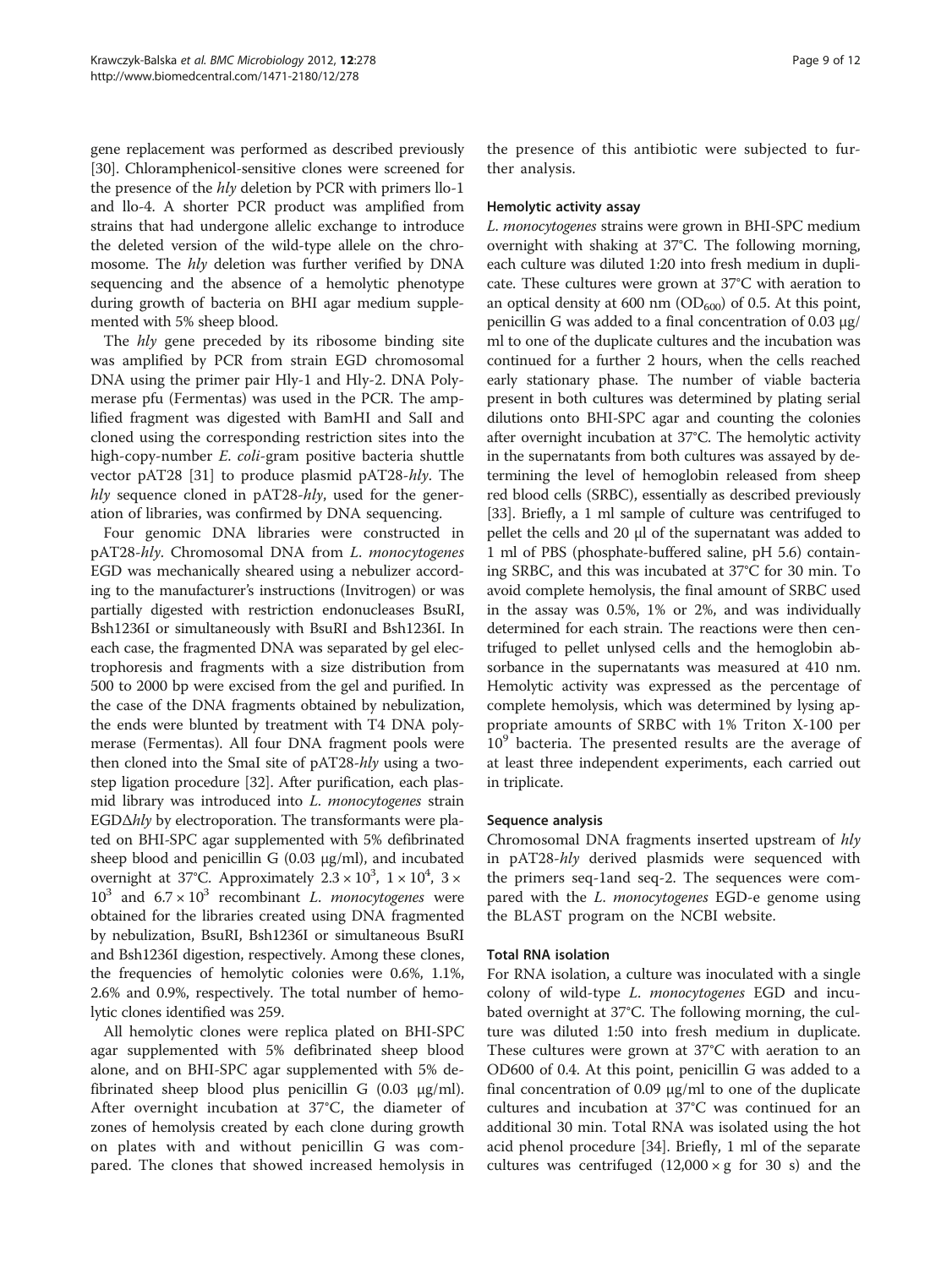gene replacement was performed as described previously [30]. Chloramphenicol-sensitive clones were screened for the presence of the *hly* deletion by PCR with primers llo-1 and llo-4. A shorter PCR product was amplified from strains that had undergone allelic exchange to introduce the deleted version of the wild-type allele on the chromosome. The *hly* deletion was further verified by DNA sequencing and the absence of a hemolytic phenotype during growth of bacteria on BHI agar medium supplemented with 5% sheep blood.

The *hly* gene preceded by its ribosome binding site was amplified by PCR from strain EGD chromosomal DNA using the primer pair Hly-1 and Hly-2. DNA Polymerase pfu (Fermentas) was used in the PCR. The amplified fragment was digested with BamHI and SalI and cloned using the corresponding restriction sites into the high-copy-number *E. coli*-gram positive bacteria shuttle vector pAT28 [31] to produce plasmid pAT28-*hly*. The *hly* sequence cloned in pAT28-*hly*, used for the generation of libraries, was confirmed by DNA sequencing.

Four genomic DNA libraries were constructed in pAT28-*hly*. Chromosomal DNA from *L. monocytogenes* EGD was mechanically sheared using a nebulizer according to the manufacturer's instructions (Invitrogen) or was partially digested with restriction endonucleases BsuRI, Bsh1236I or simultaneously with BsuRI and Bsh1236I. In each case, the fragmented DNA was separated by gel electrophoresis and fragments with a size distribution from 500 to 2000 bp were excised from the gel and purified. In the case of the DNA fragments obtained by nebulization, the ends were blunted by treatment with T4 DNA polymerase (Fermentas). All four DNA fragment pools were then cloned into the SmaI site of pAT28-*hly* using a two-step ligation procedure [32]. After purification, each plasmid library was introduced into *L. monocytogenes* strain EGDΔ*hly* by electroporation. The transformants were plated on BHI-SPC agar supplemented with 5% defibrinated sheep blood and penicillin G (0.03 μg/ml), and incubated overnight at 37°C. Approximately $2.3 \times 10^3$, $1 \times 10^4$, $3 \times 10^3$ and $6.7 \times 10^3$ recombinant *L. monocytogenes* were obtained for the libraries created using DNA fragmented by nebulization, BsuRI, Bsh1236I or simultaneous BsuRI and Bsh1236I digestion, respectively. Among these clones, the frequencies of hemolytic colonies were 0.6%, 1.1%, 2.6% and 0.9%, respectively. The total number of hemolytic clones identified was 259.

All hemolytic clones were replica plated on BHI-SPC agar supplemented with 5% defibrinated sheep blood alone, and on BHI-SPC agar supplemented with 5% defibrinated sheep blood plus penicillin G (0.03 μg/ml). After overnight incubation at 37°C, the diameter of zones of hemolysis created by each clone during growth on plates with and without penicillin G was compared. The clones that showed increased hemolysis in the presence of this antibiotic were subjected to further analysis.

### Hemolytic activity assay

*L. monocytogenes* strains were grown in BHI-SPC medium overnight with shaking at 37°C. The following morning, each culture was diluted 1:20 into fresh medium in duplicate. These cultures were grown at 37°C with aeration to an optical density at 600 nm ($OD_{600}$) of 0.5. At this point, penicillin G was added to a final concentration of 0.03 μg/ml to one of the duplicate cultures and the incubation was continued for a further 2 hours, when the cells reached early stationary phase. The number of viable bacteria present in both cultures was determined by plating serial dilutions onto BHI-SPC agar and counting the colonies after overnight incubation at 37°C. The hemolytic activity in the supernatants from both cultures was assayed by determining the level of hemoglobin released from sheep red blood cells (SRBC), essentially as described previously [33]. Briefly, a 1 ml sample of culture was centrifuged to pellet the cells and 20 μl of the supernatant was added to 1 ml of PBS (phosphate-buffered saline, pH 5.6) containing SRBC, and this was incubated at 37°C for 30 min. To avoid complete hemolysis, the final amount of SRBC used in the assay was 0.5%, 1% or 2%, and was individually determined for each strain. The reactions were then centrifuged to pellet unlysed cells and the hemoglobin absorbance in the supernatants was measured at 410 nm. Hemolytic activity was expressed as the percentage of complete hemolysis, which was determined by lysing appropriate amounts of SRBC with 1% Triton X-100 per $10^9$ bacteria. The presented results are the average of at least three independent experiments, each carried out in triplicate.

### Sequence analysis

Chromosomal DNA fragments inserted upstream of *hly* in pAT28-*hly* derived plasmids were sequenced with the primers seq-1and seq-2. The sequences were compared with the *L. monocytogenes* EGD-e genome using the BLAST program on the NCBI website.

### Total RNA isolation

For RNA isolation, a culture was inoculated with a single colony of wild-type *L. monocytogenes* EGD and incubated overnight at 37°C. The following morning, the culture was diluted 1:50 into fresh medium in duplicate. These cultures were grown at 37°C with aeration to an OD600 of 0.4. At this point, penicillin G was added to a final concentration of 0.09 μg/ml to one of the duplicate cultures and incubation at 37°C was continued for an additional 30 min. Total RNA was isolated using the hot acid phenol procedure [34]. Briefly, 1 ml of the separate cultures was centrifuged ($12,000 \times g$ for 30 s) and the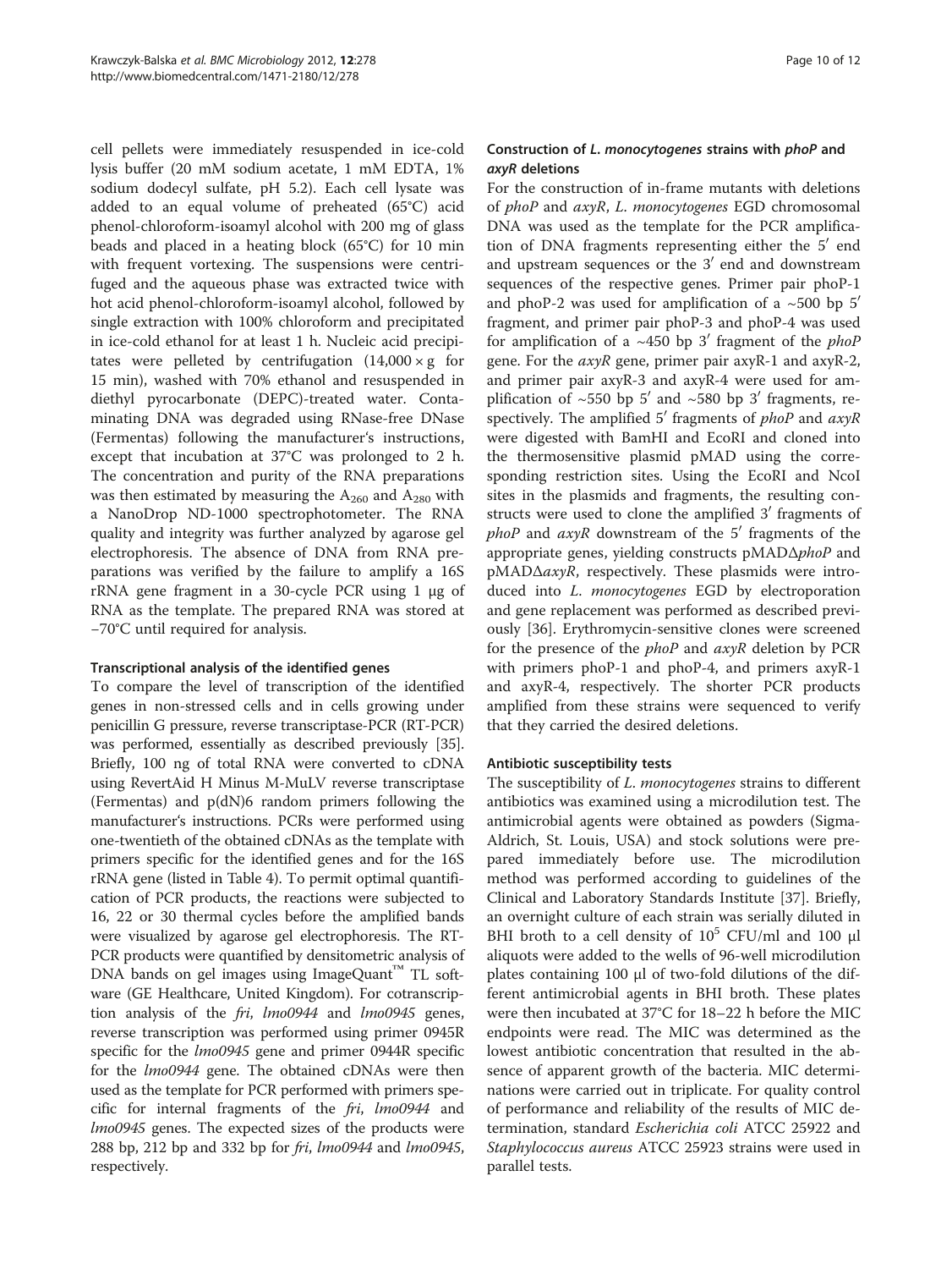cell pellets were immediately resuspended in ice-cold lysis buffer (20 mM sodium acetate, 1 mM EDTA, 1% sodium dodecyl sulfate, pH 5.2). Each cell lysate was added to an equal volume of preheated (65°C) acid phenol-chloroform-isoamyl alcohol with 200 mg of glass beads and placed in a heating block (65°C) for 10 min with frequent vortexing. The suspensions were centrifuged and the aqueous phase was extracted twice with hot acid phenol-chloroform-isoamyl alcohol, followed by single extraction with 100% chloroform and precipitated in ice-cold ethanol for at least 1 h. Nucleic acid precipitates were pelleted by centrifugation (14,000 × g for 15 min), washed with 70% ethanol and resuspended in diethyl pyrocarbonate (DEPC)-treated water. Contaminating DNA was degraded using RNase-free DNase (Fermentas) following the manufacturer's instructions, except that incubation at 37°C was prolonged to 2 h. The concentration and purity of the RNA preparations was then estimated by measuring the $A_{260}$ and $A_{280}$ with a NanoDrop ND-1000 spectrophotometer. The RNA quality and integrity was further analyzed by agarose gel electrophoresis. The absence of DNA from RNA preparations was verified by the failure to amplify a 16S rRNA gene fragment in a 30-cycle PCR using 1 μg of RNA as the template. The prepared RNA was stored at −70°C until required for analysis.

### Transcriptional analysis of the identified genes

To compare the level of transcription of the identified genes in non-stressed cells and in cells growing under penicillin G pressure, reverse transcriptase-PCR (RT-PCR) was performed, essentially as described previously [35]. Briefly, 100 ng of total RNA were converted to cDNA using RevertAid H Minus M-MuLV reverse transcriptase (Fermentas) and p(dN)6 random primers following the manufacturer's instructions. PCRs were performed using one-twentieth of the obtained cDNAs as the template with primers specific for the identified genes and for the 16S rRNA gene (listed in Table 4). To permit optimal quantification of PCR products, the reactions were subjected to 16, 22 or 30 thermal cycles before the amplified bands were visualized by agarose gel electrophoresis. The RT-PCR products were quantified by densitometric analysis of DNA bands on gel images using ImageQuant™ TL software (GE Healthcare, United Kingdom). For cotranscription analysis of the *fri*, *lmo0944* and *lmo0945* genes, reverse transcription was performed using primer 0945R specific for the *lmo0945* gene and primer 0944R specific for the *lmo0944* gene. The obtained cDNAs were then used as the template for PCR performed with primers specific for internal fragments of the *fri*, *lmo0944* and *lmo0945* genes. The expected sizes of the products were 288 bp, 212 bp and 332 bp for *fri*, *lmo0944* and *lmo0945*, respectively.

### Construction of *L. monocytogenes* strains with *phoP* and *axyR* deletions

For the construction of in-frame mutants with deletions of *phoP* and *axyR*, *L. monocytogenes* EGD chromosomal DNA was used as the template for the PCR amplification of DNA fragments representing either the 5′ end and upstream sequences or the 3′ end and downstream sequences of the respective genes. Primer pair phoP-1 and phoP-2 was used for amplification of a ~500 bp 5′ fragment, and primer pair phoP-3 and phoP-4 was used for amplification of a ~450 bp 3′ fragment of the *phoP* gene. For the *axyR* gene, primer pair axyR-1 and axyR-2, and primer pair axyR-3 and axyR-4 were used for amplification of ~550 bp 5′ and ~580 bp 3′ fragments, respectively. The amplified 5′ fragments of *phoP* and *axyR* were digested with BamHI and EcoRI and cloned into the thermosensitive plasmid pMAD using the corresponding restriction sites. Using the EcoRI and NcoI sites in the plasmids and fragments, the resulting constructs were used to clone the amplified 3′ fragments of *phoP* and *axyR* downstream of the 5′ fragments of the appropriate genes, yielding constructs pMADΔ*phoP* and pMADΔ*axyR*, respectively. These plasmids were introduced into *L. monocytogenes* EGD by electroporation and gene replacement was performed as described previously [36]. Erythromycin-sensitive clones were screened for the presence of the *phoP* and *axyR* deletion by PCR with primers phoP-1 and phoP-4, and primers axyR-1 and axyR-4, respectively. The shorter PCR products amplified from these strains were sequenced to verify that they carried the desired deletions.

### Antibiotic susceptibility tests

The susceptibility of *L. monocytogenes* strains to different antibiotics was examined using a microdilution test. The antimicrobial agents were obtained as powders (Sigma-Aldrich, St. Louis, USA) and stock solutions were prepared immediately before use. The microdilution method was performed according to guidelines of the Clinical and Laboratory Standards Institute [37]. Briefly, an overnight culture of each strain was serially diluted in BHI broth to a cell density of $10^5$ CFU/ml and 100 μl aliquots were added to the wells of 96-well microdilution plates containing 100 μl of two-fold dilutions of the different antimicrobial agents in BHI broth. These plates were then incubated at 37°C for 18–22 h before the MIC endpoints were read. The MIC was determined as the lowest antibiotic concentration that resulted in the absence of apparent growth of the bacteria. MIC determinations were carried out in triplicate. For quality control of performance and reliability of the results of MIC determination, standard *Escherichia coli* ATCC 25922 and *Staphylococcus aureus* ATCC 25923 strains were used in parallel tests.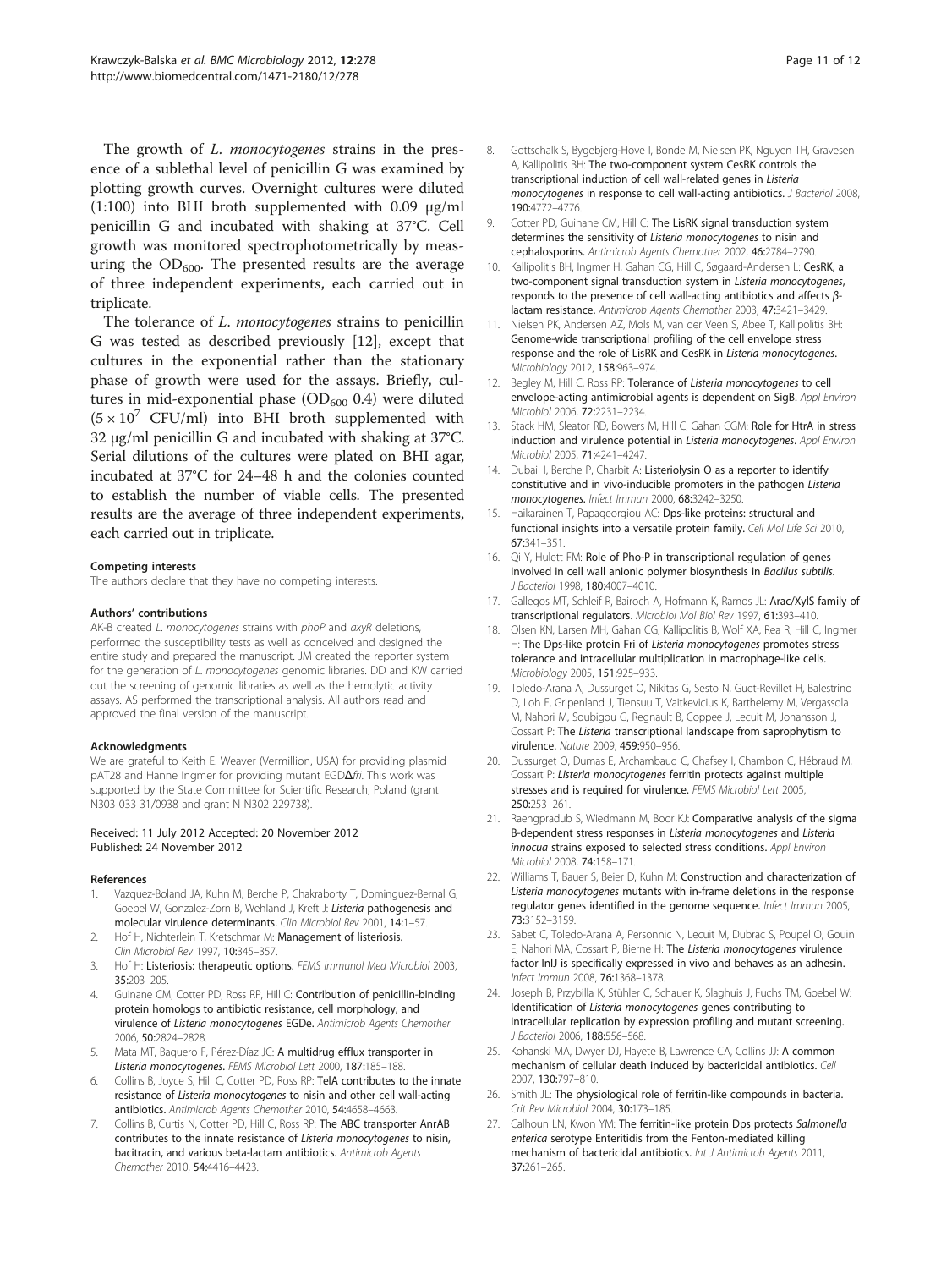The growth of *L. monocytogenes* strains in the presence of a sublethal level of penicillin G was examined by plotting growth curves. Overnight cultures were diluted (1:100) into BHI broth supplemented with 0.09 μg/ml penicillin G and incubated with shaking at 37°C. Cell growth was monitored spectrophotometrically by measuring the $OD_{600}$. The presented results are the average of three independent experiments, each carried out in triplicate.

The tolerance of *L. monocytogenes* strains to penicillin G was tested as described previously [12], except that cultures in the exponential rather than the stationary phase of growth were used for the assays. Briefly, cultures in mid-exponential phase ($OD_{600}$ 0.4) were diluted ($5 \times 10^7$ CFU/ml) into BHI broth supplemented with 32 μg/ml penicillin G and incubated with shaking at 37°C. Serial dilutions of the cultures were plated on BHI agar, incubated at 37°C for 24–48 h and the colonies counted to establish the number of viable cells. The presented results are the average of three independent experiments, each carried out in triplicate.

#### Competing interests
The authors declare that they have no competing interests.

#### Authors' contributions
AK-B created *L. monocytogenes* strains with *phoP* and *axyR* deletions, performed the susceptibility tests as well as conceived and designed the entire study and prepared the manuscript. JM created the reporter system for the generation of *L. monocytogenes* genomic libraries. DD and KW carried out the screening of genomic libraries as well as the hemolytic activity assays. AS performed the transcriptional analysis. All authors read and approved the final version of the manuscript.

#### Acknowledgments
We are grateful to Keith E. Weaver (Vermillion, USA) for providing plasmid pAT28 and Hanne Ingmer for providing mutant EGDΔ*fri*. This work was supported by the State Committee for Scientific Research, Poland (grant N303 033 31/0938 and grant N N302 229738).

Received: 11 July 2012 Accepted: 20 November 2012
Published: 24 November 2012

#### References

1. Vazquez-Boland JA, Kuhn M, Berche P, Chakraborty T, Dominguez-Bernal G, Goebel W, Gonzalez-Zorn B, Wehland J, Kreft J: ***Listeria* pathogenesis and molecular virulence determinants.** *Clin Microbiol Rev* 2001, **14:**1–57.
2. Hof H, Nichterlein T, Kretschmar M: **Management of listeriosis.** *Clin Microbiol Rev* 1997, **10:**345–357.
3. Hof H: **Listeriosis: therapeutic options.** *FEMS Immunol Med Microbiol* 2003, **35:**203–205.
4. Guinane CM, Cotter PD, Ross RP, Hill C: **Contribution of penicillin-binding protein homologs to antibiotic resistance, cell morphology, and virulence of *Listeria monocytogenes* EGDe.** *Antimicrob Agents Chemother* 2006, **50:**2824–2828.
5. Mata MT, Baquero F, Pérez-Díaz JC: **A multidrug efflux transporter in *Listeria monocytogenes*.** *FEMS Microbiol Lett* 2000, **187:**185–188.
6. Collins B, Joyce S, Hill C, Cotter PD, Ross RP: **TelA contributes to the innate resistance of *Listeria monocytogenes* to nisin and other cell wall-acting antibiotics.** *Antimicrob Agents Chemother* 2010, **54:**4658–4663.
7. Collins B, Curtis N, Cotter PD, Hill C, Ross RP: **The ABC transporter AnrAB contributes to the innate resistance of *Listeria monocytogenes* to nisin, bacitracin, and various beta-lactam antibiotics.** *Antimicrob Agents Chemother* 2010, **54:**4416–4423.
8. Gottschalk S, Bygebjerg-Hove I, Bonde M, Nielsen PK, Nguyen TH, Gravesen A, Kallipolitis BH: **The two-component system CesRK controls the transcriptional induction of cell wall-related genes in *Listeria monocytogenes* in response to cell wall-acting antibiotics.** *J Bacteriol* 2008, **190:**4772–4776.
9. Cotter PD, Guinane CM, Hill C: **The LisRK signal transduction system determines the sensitivity of *Listeria monocytogenes* to nisin and cephalosporins.** *Antimicrob Agents Chemother* 2002, **46:**2784–2790.
10. Kallipolitis BH, Ingmer H, Gahan CG, Hill C, Søgaard-Andersen L: **CesRK, a two-component signal transduction system in *Listeria monocytogenes*, responds to the presence of cell wall-acting antibiotics and affects β-lactam resistance.** *Antimicrob Agents Chemother* 2003, **47:**3421–3429.
11. Nielsen PK, Andersen AZ, Mols M, van der Veen S, Abee T, Kallipolitis BH: **Genome-wide transcriptional profiling of the cell envelope stress response and the role of LisRK and CesRK in *Listeria monocytogenes*.** *Microbiology* 2012, **158:**963–974.
12. Begley M, Hill C, Ross RP: **Tolerance of *Listeria monocytogenes* to cell envelope-acting antimicrobial agents is dependent on SigB.** *Appl Environ Microbiol* 2006, **72:**2231–2234.
13. Stack HM, Sleator RD, Bowers M, Hill C, Gahan CGM: **Role for HtrA in stress induction and virulence potential in *Listeria monocytogenes*.** *Appl Environ Microbiol* 2005, **71:**4241–4247.
14. Dubail I, Berche P, Charbit A: **Listeriolysin O as a reporter to identify constitutive and in vivo-inducible promoters in the pathogen *Listeria monocytogenes*.** *Infect Immun* 2000, **68:**3242–3250.
15. Haikarainen T, Papageorgiou AC: **Dps-like proteins: structural and functional insights into a versatile protein family.** *Cell Mol Life Sci* 2010, **67:**341–351.
16. Qi Y, Hulett FM: **Role of Pho-P in transcriptional regulation of genes involved in cell wall anionic polymer biosynthesis in *Bacillus subtilis*.** *J Bacteriol* 1998, **180:**4007–4010.
17. Gallegos MT, Schleif R, Bairoch A, Hofmann K, Ramos JL: **Arac/XylS family of transcriptional regulators.** *Microbiol Mol Biol Rev* 1997, **61:**393–410.
18. Olsen KN, Larsen MH, Gahan CG, Kallipolitis B, Wolf XA, Rea R, Hill C, Ingmer H: **The Dps-like protein Fri of *Listeria monocytogenes* promotes stress tolerance and intracellular multiplication in macrophage-like cells.** *Microbiology* 2005, **151:**925–933.
19. Toledo-Arana A, Dussurget O, Nikitas G, Sesto N, Guet-Revillet H, Balestrino D, Loh E, Gripenland J, Tiensuu T, Vaitkevicius K, Barthelemy M, Vergassola M, Nahori M, Soubigou G, Regnault B, Coppee J, Lecuit M, Johansson J, Cossart P: **The *Listeria* transcriptional landscape from saprophytism to virulence.** *Nature* 2009, **459:**950–956.
20. Dussurget O, Dumas E, Archambaud C, Chafsey I, Chambon C, Hébraud M, Cossart P: ***Listeria monocytogenes* ferritin protects against multiple stresses and is required for virulence.** *FEMS Microbiol Lett* 2005, **250:**253–261.
21. Raengpradub S, Wiedmann M, Boor KJ: **Comparative analysis of the sigma B-dependent stress responses in *Listeria monocytogenes* and *Listeria innocua* strains exposed to selected stress conditions.** *Appl Environ Microbiol* 2008, **74:**158–171.
22. Williams T, Bauer S, Beier D, Kuhn M: **Construction and characterization of *Listeria monocytogenes* mutants with in-frame deletions in the response regulator genes identified in the genome sequence.** *Infect Immun* 2005, **73:**3152–3159.
23. Sabet C, Toledo-Arana A, Personnic N, Lecuit M, Dubrac S, Poupel O, Gouin E, Nahori MA, Cossart P, Bierne H: **The *Listeria monocytogenes* virulence factor InlJ is specifically expressed in vivo and behaves as an adhesin.** *Infect Immun* 2008, **76:**1368–1378.
24. Joseph B, Przybilla K, Stühler C, Schauer K, Slaghuis J, Fuchs TM, Goebel W: **Identification of *Listeria monocytogenes* genes contributing to intracellular replication by expression profiling and mutant screening.** *J Bacteriol* 2006, **188:**556–568.
25. Kohanski MA, Dwyer DJ, Hayete B, Lawrence CA, Collins JJ: **A common mechanism of cellular death induced by bactericidal antibiotics.** *Cell* 2007, **130:**797–810.
26. Smith JL: **The physiological role of ferritin-like compounds in bacteria.** *Crit Rev Microbiol* 2004, **30:**173–185.
27. Calhoun LN, Kwon YM: **The ferritin-like protein Dps protects *Salmonella enterica* serotype Enteritidis from the Fenton-mediated killing mechanism of bactericidal antibiotics.** *Int J Antimicrob Agents* 2011, **37:**261–265.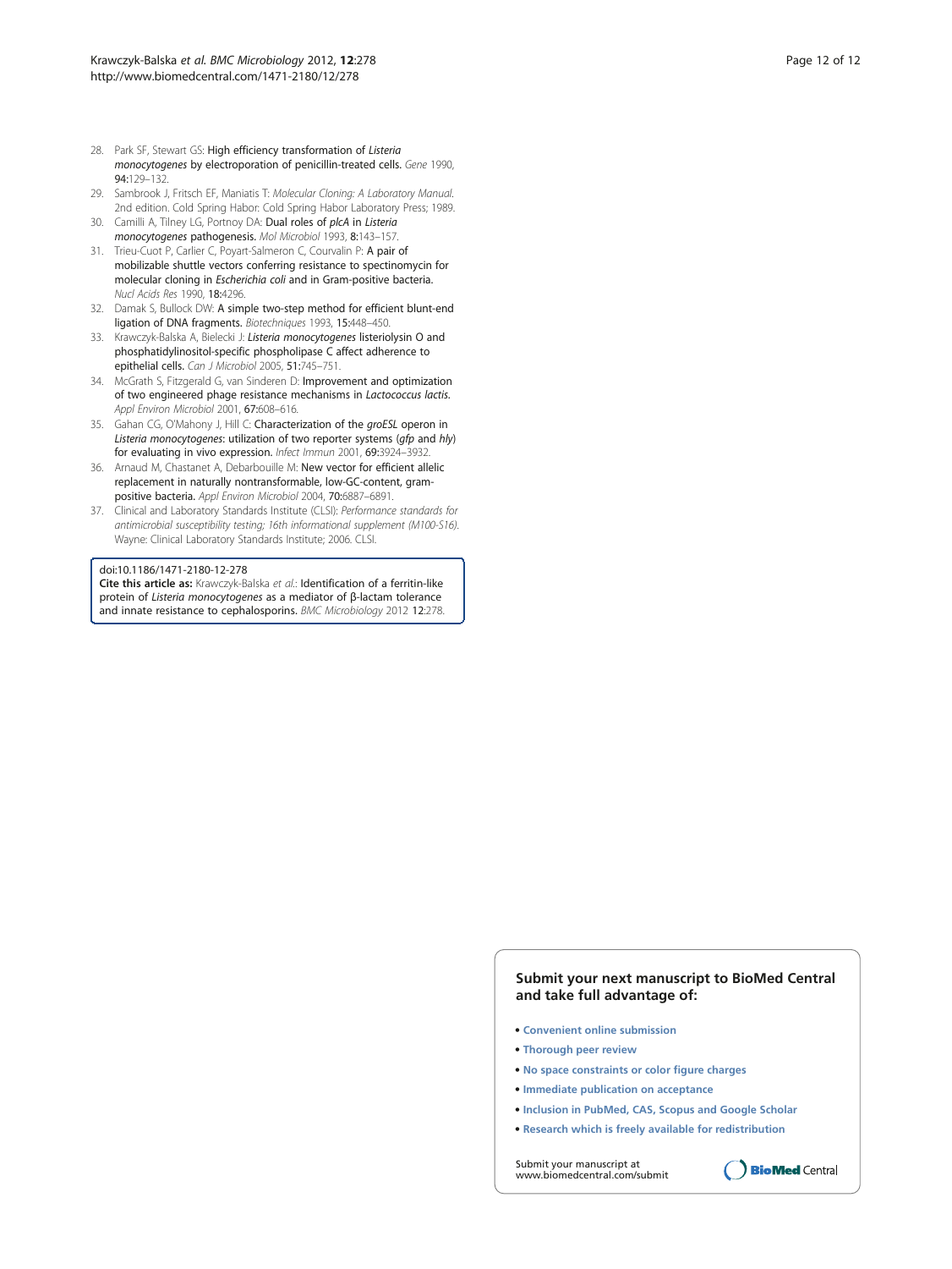28. Park SF, Stewart GS: High efficiency transformation of *Listeria monocytogenes* by electroporation of penicillin-treated cells. *Gene* 1990, **94**:129–132.
29. Sambrook J, Fritsch EF, Maniatis T: *Molecular Cloning: A Laboratory Manual*. 2nd edition. Cold Spring Habor: Cold Spring Habor Laboratory Press; 1989.
30. Camilli A, Tilney LG, Portnoy DA: Dual roles of *plcA* in *Listeria monocytogenes* pathogenesis. *Mol Microbiol* 1993, **8**:143–157.
31. Trieu-Cuot P, Carlier C, Poyart-Salmeron C, Courvalin P: A pair of mobilizable shuttle vectors conferring resistance to spectinomycin for molecular cloning in *Escherichia coli* and in Gram-positive bacteria. *Nucl Acids Res* 1990, **18**:4296.
32. Damak S, Bullock DW: A simple two-step method for efficient blunt-end ligation of DNA fragments. *Biotechniques* 1993, **15**:448–450.
33. Krawczyk-Balska A, Bielecki J: *Listeria monocytogenes* listeriolysin O and phosphatidylinositol-specific phospholipase C affect adherence to epithelial cells. *Can J Microbiol* 2005, **51**:745–751.
34. McGrath S, Fitzgerald G, van Sinderen D: Improvement and optimization of two engineered phage resistance mechanisms in *Lactococcus lactis*. *Appl Environ Microbiol* 2001, **67**:608–616.
35. Gahan CG, O'Mahony J, Hill C: Characterization of the *groESL* operon in *Listeria monocytogenes*: utilization of two reporter systems (*gfp* and *hly*) for evaluating in vivo expression. *Infect Immun* 2001, **69**:3924–3932.
36. Arnaud M, Chastanet A, Debarbouille M: New vector for efficient allelic replacement in naturally nontransformable, low-GC-content, gram-positive bacteria. *Appl Environ Microbiol* 2004, **70**:6887–6891.
37. Clinical and Laboratory Standards Institute (CLSI): *Performance standards for antimicrobial susceptibility testing; 16th informational supplement (M100-S16)*. Wayne: Clinical Laboratory Standards Institute; 2006. CLSI.

doi:10.1186/1471-2180-12-278
**Cite this article as:** Krawczyk-Balska *et al.*: Identification of a ferritin-like protein of *Listeria monocytogenes* as a mediator of β-lactam tolerance and innate resistance to cephalosporins. *BMC Microbiology* 2012 **12**:278.

**Submit your next manuscript to BioMed Central and take full advantage of:**

- **Convenient online submission**
- **Thorough peer review**
- **No space constraints or color figure charges**
- **Immediate publication on acceptance**
- **Inclusion in PubMed, CAS, Scopus and Google Scholar**
- **Research which is freely available for redistribution**

Submit your manuscript at
www.biomedcentral.com/submit

BioMed Central